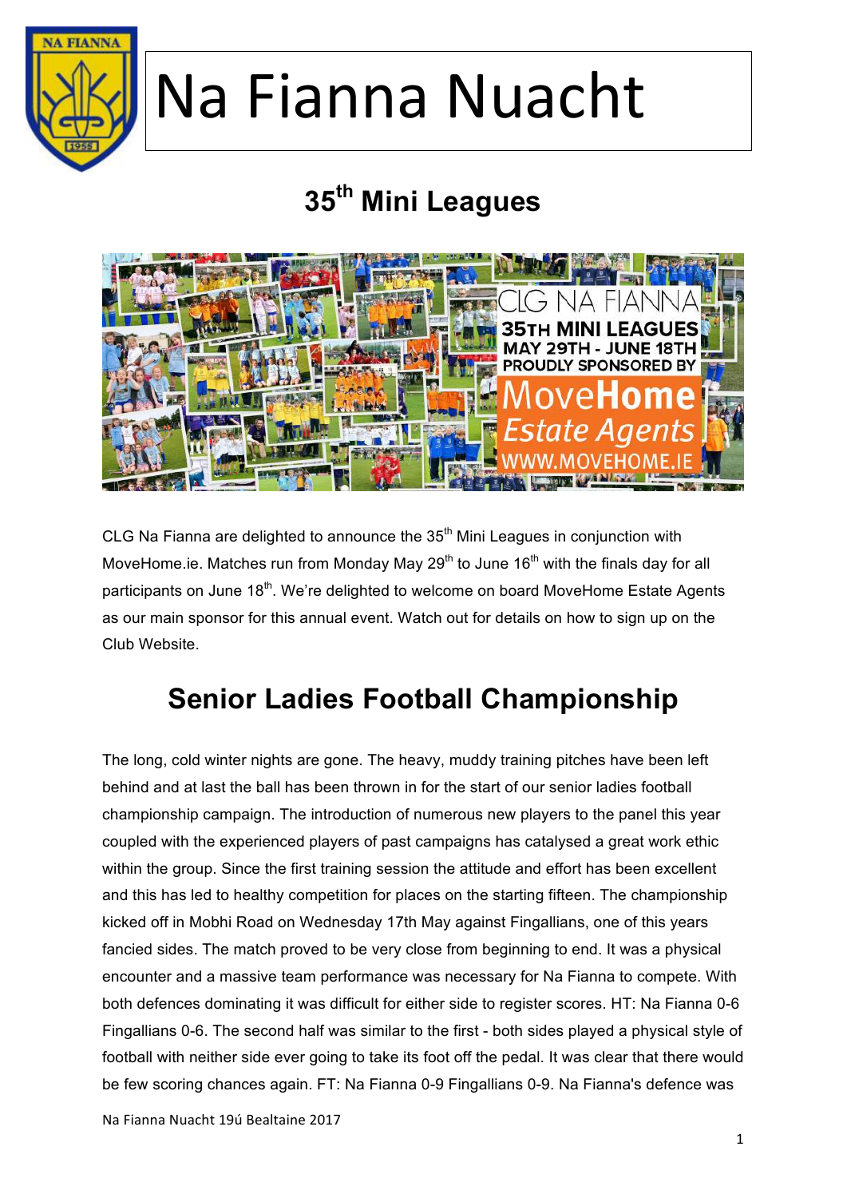# Na Fianna Nuacht

## 35th Mini Leagues

CLG Na Fianna are delighted to announce the 35th Mini Leagues in conjunction with MoveHome.ie. Matches run from Monday May 29th to June 16th with the finals day for all participants on June 18th. We're delighted to welcome on board MoveHome Estate Agents as our main sponsor for this annual event. Watch out for details on how to sign up on the Club Website.

## Senior Ladies Football Championship

The long, cold winter nights are gone. The heavy, muddy training pitches have been left behind and at last the ball has been thrown in for the start of our senior ladies football championship campaign. The introduction of numerous new players to the panel this year coupled with the experienced players of past campaigns has catalysed a great work ethic within the group. Since the first training session the attitude and effort has been excellent and this has led to healthy competition for places on the starting fifteen. The championship kicked off in Mobhi Road on Wednesday 17th May against Fingallians, one of this years fancied sides. The match proved to be very close from beginning to end. It was a physical encounter and a massive team performance was necessary for Na Fianna to compete. With both defences dominating it was difficult for either side to register scores. HT: Na Fianna 0-6 Fingallians 0-6. The second half was similar to the first - both sides played a physical style of football with neither side ever going to take its foot off the pedal. It was clear that there would be few scoring chances again. FT: Na Fianna 0-9 Fingallians 0-9. Na Fianna's defence was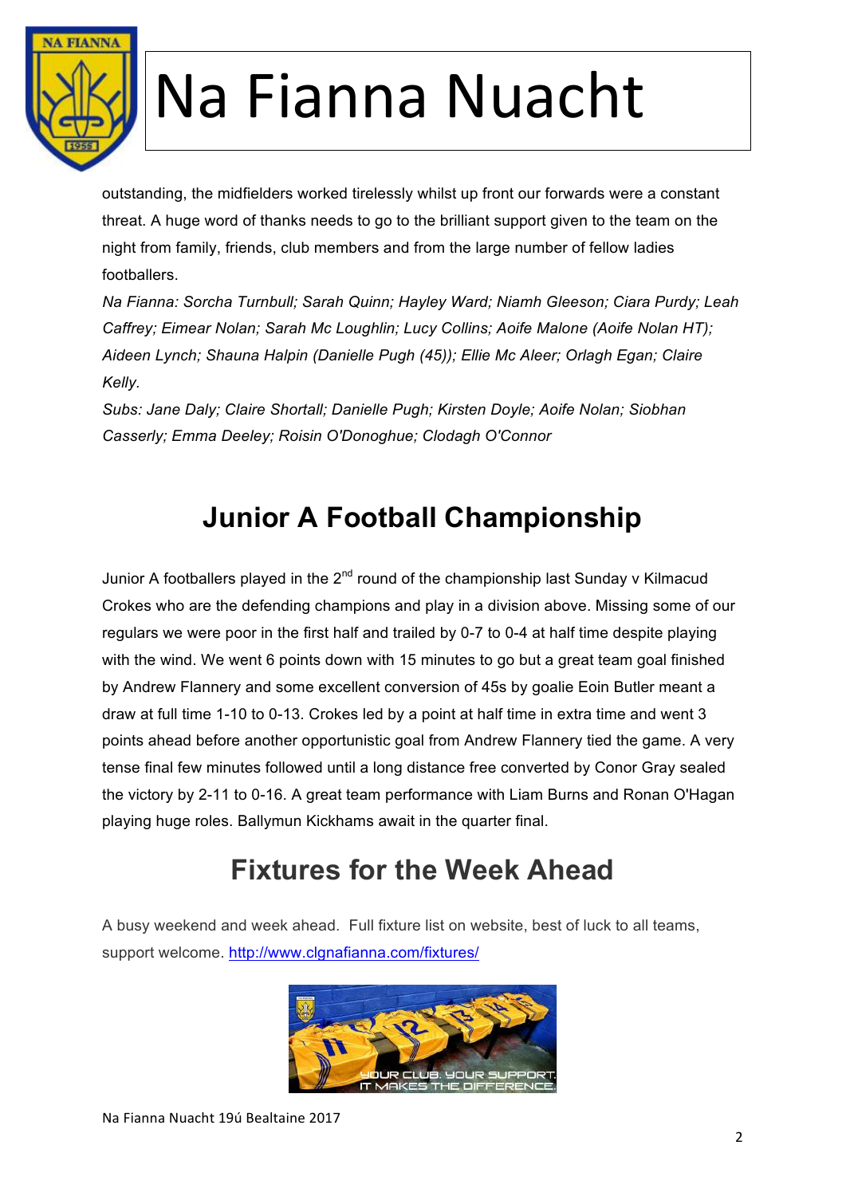outstanding, the midfielders worked tirelessly whilst up front our forwards were a constant threat. A huge word of thanks needs to go to the brilliant support given to the team on the night from family, friends, club members and from the large number of fellow ladies footballers.

*Na Fianna: Sorcha Turnbull; Sarah Quinn; Hayley Ward; Niamh Gleeson; Ciara Purdy; Leah Caffrey; Eimear Nolan; Sarah Mc Loughlin; Lucy Collins; Aoife Malone (Aoife Nolan HT); Aideen Lynch; Shauna Halpin (Danielle Pugh (45)); Ellie Mc Aleer; Orlagh Egan; Claire Kelly.*

*Subs: Jane Daly; Claire Shortall; Danielle Pugh; Kirsten Doyle; Aoife Nolan; Siobhan Casserly; Emma Deeley; Roisin O'Donoghue; Clodagh O'Connor*

## Junior A Football Championship

Junior A footballers played in the 2nd round of the championship last Sunday v Kilmacud Crokes who are the defending champions and play in a division above. Missing some of our regulars we were poor in the first half and trailed by 0-7 to 0-4 at half time despite playing with the wind. We went 6 points down with 15 minutes to go but a great team goal finished by Andrew Flannery and some excellent conversion of 45s by goalie Eoin Butler meant a draw at full time 1-10 to 0-13. Crokes led by a point at half time in extra time and went 3 points ahead before another opportunistic goal from Andrew Flannery tied the game. A very tense final few minutes followed until a long distance free converted by Conor Gray sealed the victory by 2-11 to 0-16. A great team performance with Liam Burns and Ronan O'Hagan playing huge roles. Ballymun Kickhams await in the quarter final.

## Fixtures for the Week Ahead

A busy weekend and week ahead. Full fixture list on website, best of luck to all teams, support welcome. http://www.clgnafianna.com/fixtures/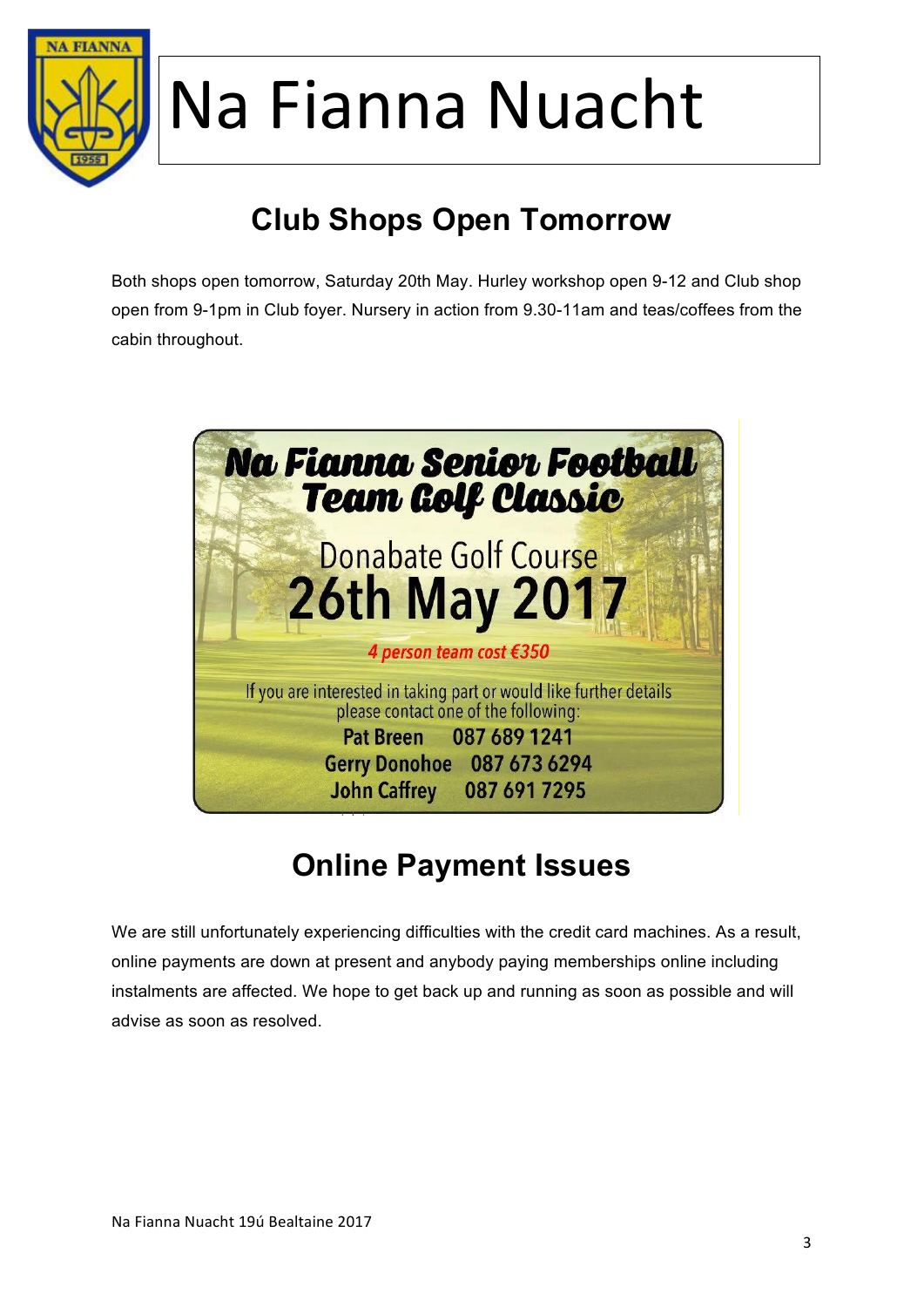# Na Fianna Nuacht

## Club Shops Open Tomorrow

Both shops open tomorrow, Saturday 20th May. Hurley workshop open 9-12 and Club shop open from 9-1pm in Club foyer. Nursery in action from 9.30-11am and teas/coffees from the cabin throughout.

**Na Fianna Senior Football Team Golf Classic**

Donabate Golf Course

**26th May 2017**

*4 person team cost €350*

If you are interested in taking part or would like further details please contact one of the following:

Pat Breen 087 689 1241
Gerry Donohoe 087 673 6294
John Caffrey 087 691 7295

## Online Payment Issues

We are still unfortunately experiencing difficulties with the credit card machines. As a result, online payments are down at present and anybody paying memberships online including instalments are affected. We hope to get back up and running as soon as possible and will advise as soon as resolved.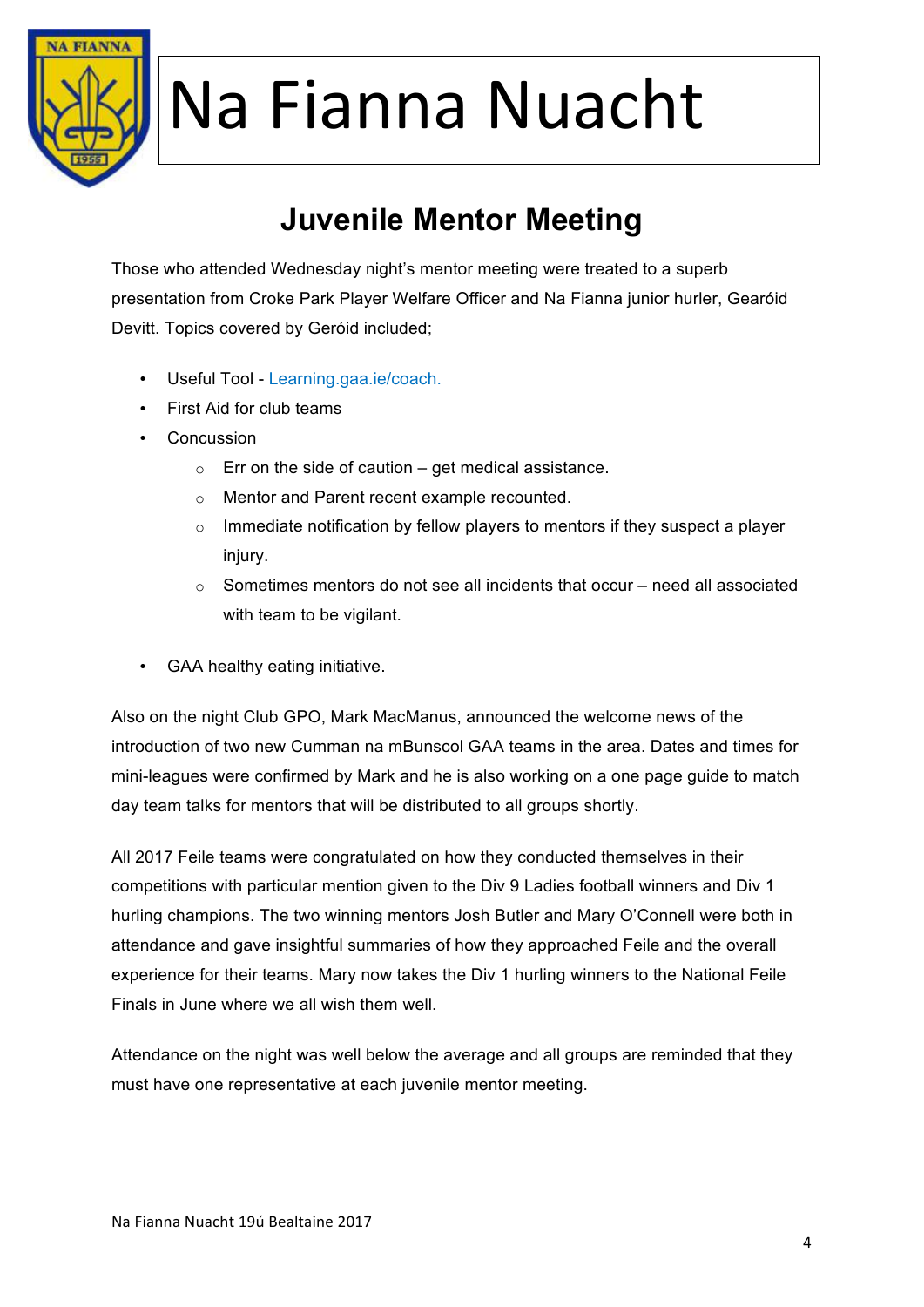# Na Fianna Nuacht

## Juvenile Mentor Meeting

Those who attended Wednesday night's mentor meeting were treated to a superb presentation from Croke Park Player Welfare Officer and Na Fianna junior hurler, Gearóid Devitt. Topics covered by Geróid included;

- Useful Tool - Learning.gaa.ie/coach.
- First Aid for club teams
- Concussion
    - Err on the side of caution – get medical assistance.
    - Mentor and Parent recent example recounted.
    - Immediate notification by fellow players to mentors if they suspect a player injury.
    - Sometimes mentors do not see all incidents that occur – need all associated with team to be vigilant.
- GAA healthy eating initiative.

Also on the night Club GPO, Mark MacManus, announced the welcome news of the introduction of two new Cumman na mBunscol GAA teams in the area. Dates and times for mini-leagues were confirmed by Mark and he is also working on a one page guide to match day team talks for mentors that will be distributed to all groups shortly.

All 2017 Feile teams were congratulated on how they conducted themselves in their competitions with particular mention given to the Div 9 Ladies football winners and Div 1 hurling champions. The two winning mentors Josh Butler and Mary O'Connell were both in attendance and gave insightful summaries of how they approached Feile and the overall experience for their teams. Mary now takes the Div 1 hurling winners to the National Feile Finals in June where we all wish them well.

Attendance on the night was well below the average and all groups are reminded that they must have one representative at each juvenile mentor meeting.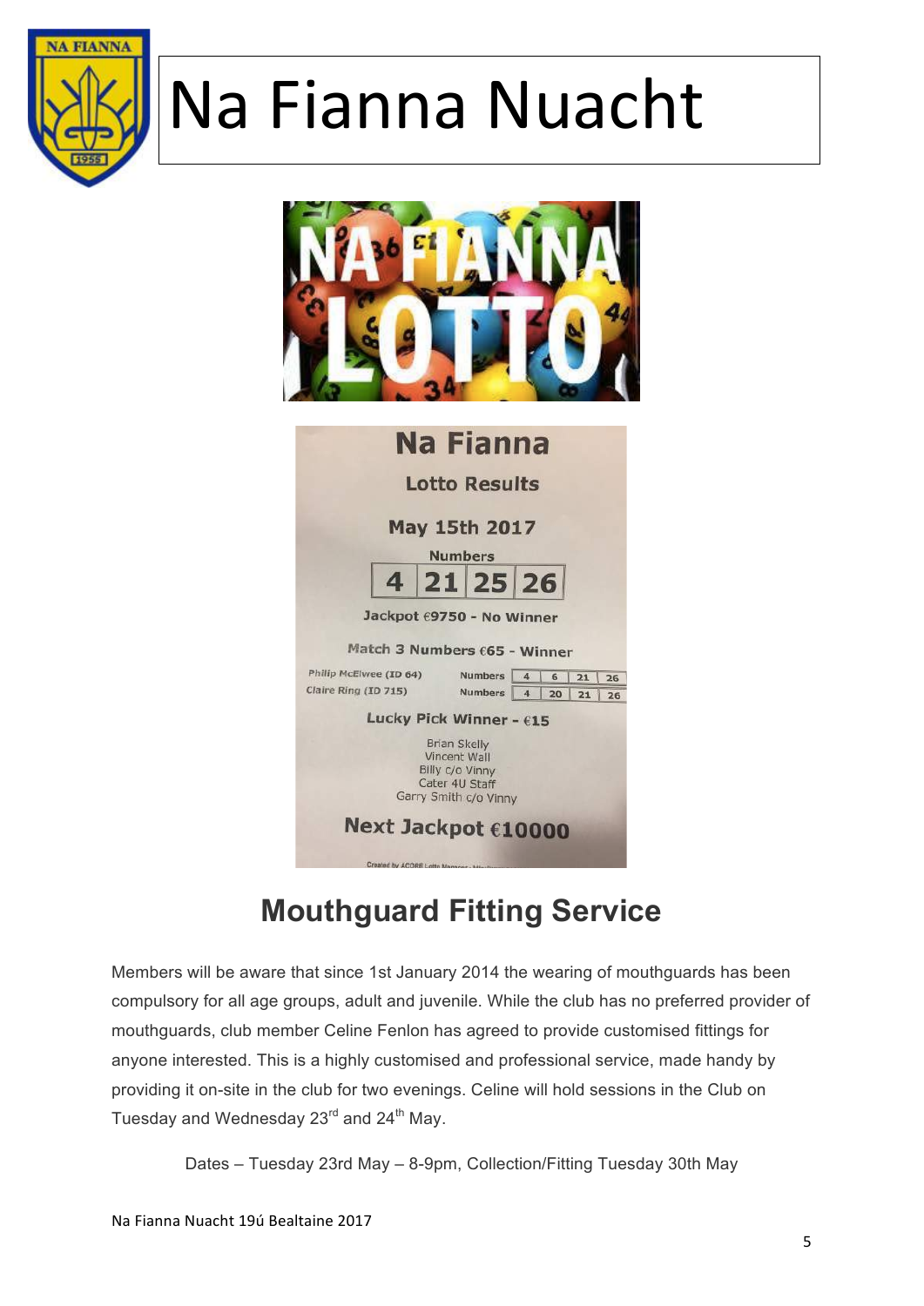# Na Fianna Nuacht

## Na Fianna

### Lotto Results

**May 15th 2017**

Numbers

| 4 | 21 | 25 | 26 |
|---|---|---|---|

**Jackpot €9750 - No Winner**

**Match 3 Numbers €65 - Winner**

| | | | | | |
|---|---|---|---|---|---|
| Philip McElwee (ID 64) | Numbers | 4 | 6 | 21 | 26 |
| Claire Ring (ID 715) | Numbers | 4 | 20 | 21 | 26 |

**Lucky Pick Winner - €15**

Brian Skelly
Vincent Wall
Billy c/o Vinny
Cater 4U Staff
Garry Smith c/o Vinny

**Next Jackpot €10000**

## Mouthguard Fitting Service

Members will be aware that since 1st January 2014 the wearing of mouthguards has been compulsory for all age groups, adult and juvenile. While the club has no preferred provider of mouthguards, club member Celine Fenlon has agreed to provide customised fittings for anyone interested. This is a highly customised and professional service, made handy by providing it on-site in the club for two evenings. Celine will hold sessions in the Club on Tuesday and Wednesday 23rd and 24th May.

Dates – Tuesday 23rd May – 8-9pm, Collection/Fitting Tuesday 30th May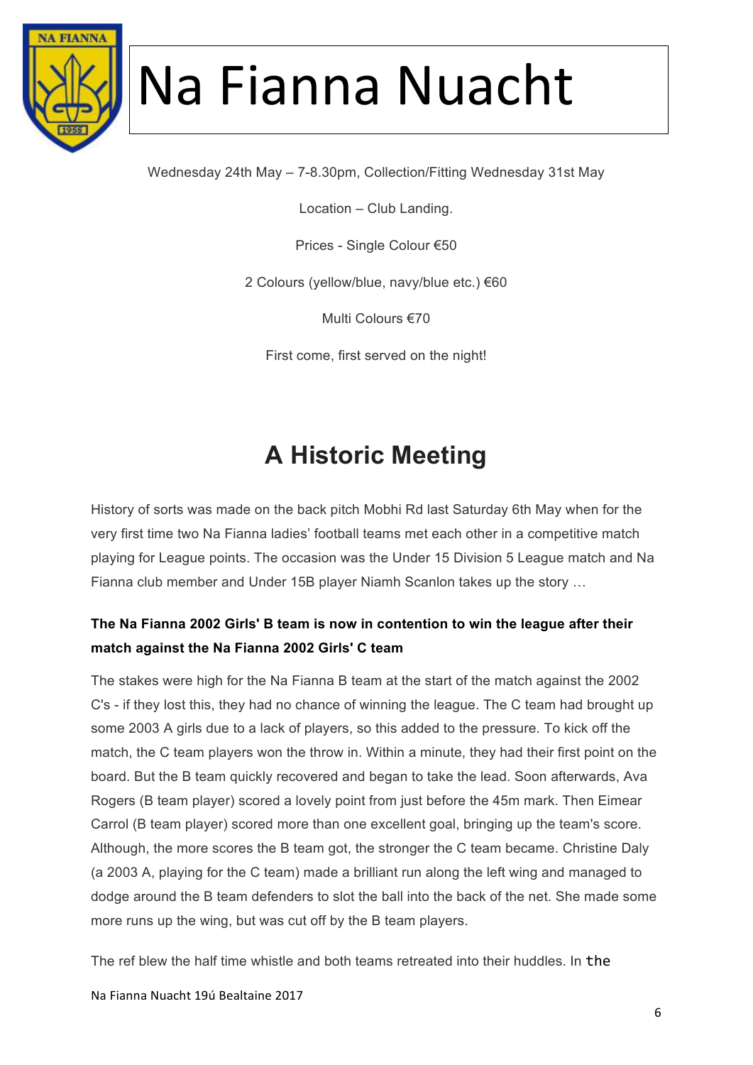Wednesday 24th May – 7-8.30pm, Collection/Fitting Wednesday 31st May

Location – Club Landing.

Prices - Single Colour €50

2 Colours (yellow/blue, navy/blue etc.) €60

Multi Colours €70

First come, first served on the night!

## A Historic Meeting

History of sorts was made on the back pitch Mobhi Rd last Saturday 6th May when for the very first time two Na Fianna ladies' football teams met each other in a competitive match playing for League points. The occasion was the Under 15 Division 5 League match and Na Fianna club member and Under 15B player Niamh Scanlon takes up the story …

**The Na Fianna 2002 Girls' B team is now in contention to win the league after their match against the Na Fianna 2002 Girls' C team**

The stakes were high for the Na Fianna B team at the start of the match against the 2002 C's - if they lost this, they had no chance of winning the league. The C team had brought up some 2003 A girls due to a lack of players, so this added to the pressure. To kick off the match, the C team players won the throw in. Within a minute, they had their first point on the board. But the B team quickly recovered and began to take the lead. Soon afterwards, Ava Rogers (B team player) scored a lovely point from just before the 45m mark. Then Eimear Carrol (B team player) scored more than one excellent goal, bringing up the team's score. Although, the more scores the B team got, the stronger the C team became. Christine Daly (a 2003 A, playing for the C team) made a brilliant run along the left wing and managed to dodge around the B team defenders to slot the ball into the back of the net. She made some more runs up the wing, but was cut off by the B team players.

The ref blew the half time whistle and both teams retreated into their huddles. In the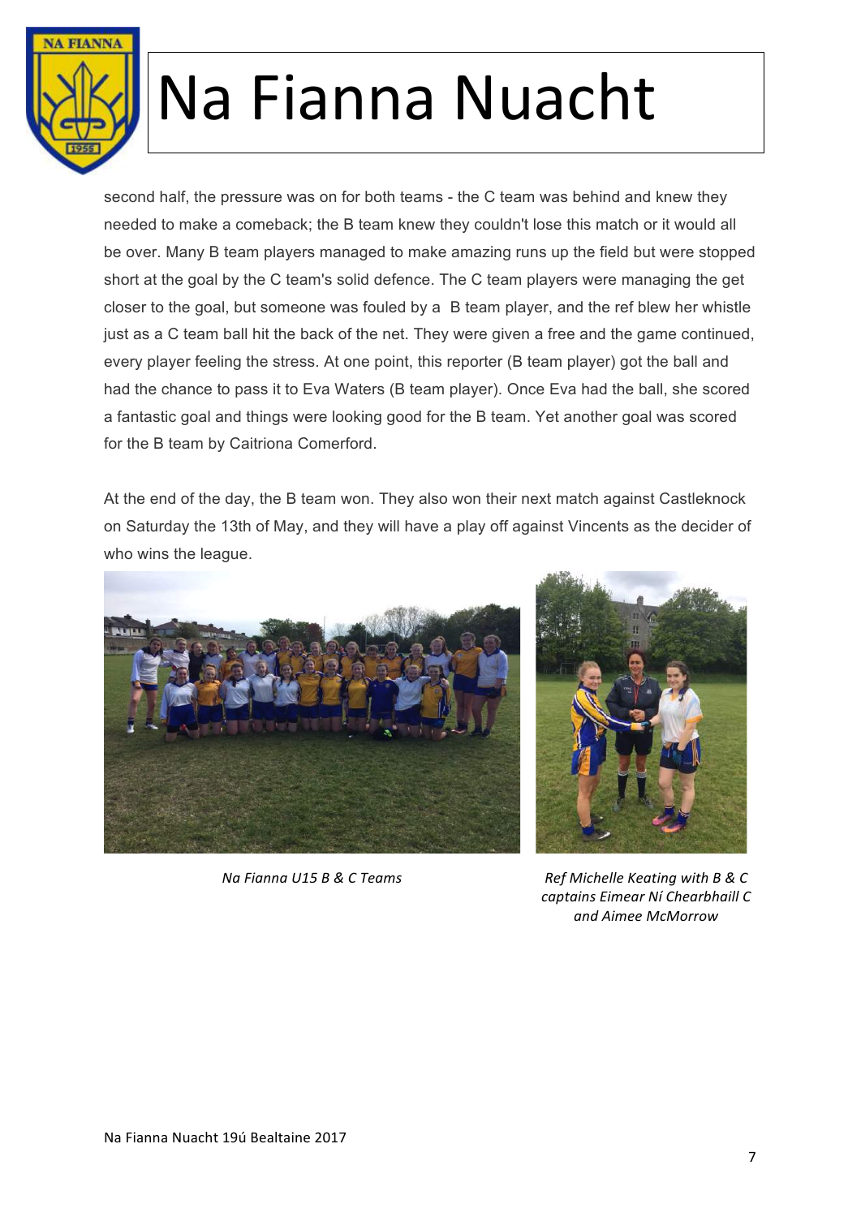second half, the pressure was on for both teams - the C team was behind and knew they needed to make a comeback; the B team knew they couldn't lose this match or it would all be over. Many B team players managed to make amazing runs up the field but were stopped short at the goal by the C team's solid defence. The C team players were managing the get closer to the goal, but someone was fouled by a B team player, and the ref blew her whistle just as a C team ball hit the back of the net. They were given a free and the game continued, every player feeling the stress. At one point, this reporter (B team player) got the ball and had the chance to pass it to Eva Waters (B team player). Once Eva had the ball, she scored a fantastic goal and things were looking good for the B team. Yet another goal was scored for the B team by Caitriona Comerford.

At the end of the day, the B team won. They also won their next match against Castleknock on Saturday the 13th of May, and they will have a play off against Vincents as the decider of who wins the league.

*Na Fianna U15 B & C Teams*

*Ref Michelle Keating with B & C captains Eimear Ní Chearbhaill C and Aimee McMorrow*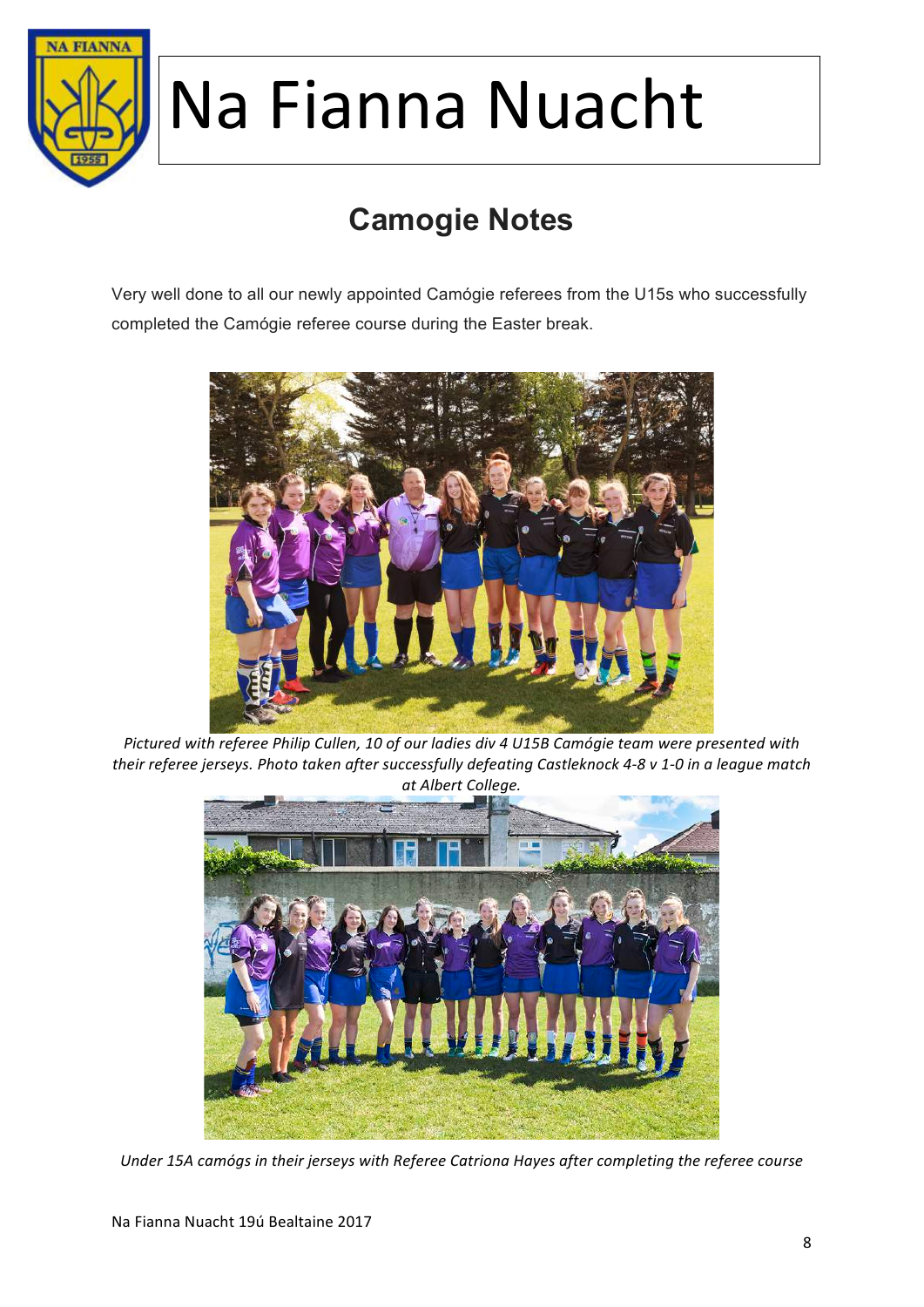# Na Fianna Nuacht

## Camogie Notes

Very well done to all our newly appointed Camógie referees from the U15s who successfully completed the Camógie referee course during the Easter break.

*Pictured with referee Philip Cullen, 10 of our ladies div 4 U15B Camógie team were presented with their referee jerseys. Photo taken after successfully defeating Castleknock 4-8 v 1-0 in a league match at Albert College.*

*Under 15A camógs in their jerseys with Referee Catriona Hayes after completing the referee course*

Na Fianna Nuacht 19ú Bealtaine 2017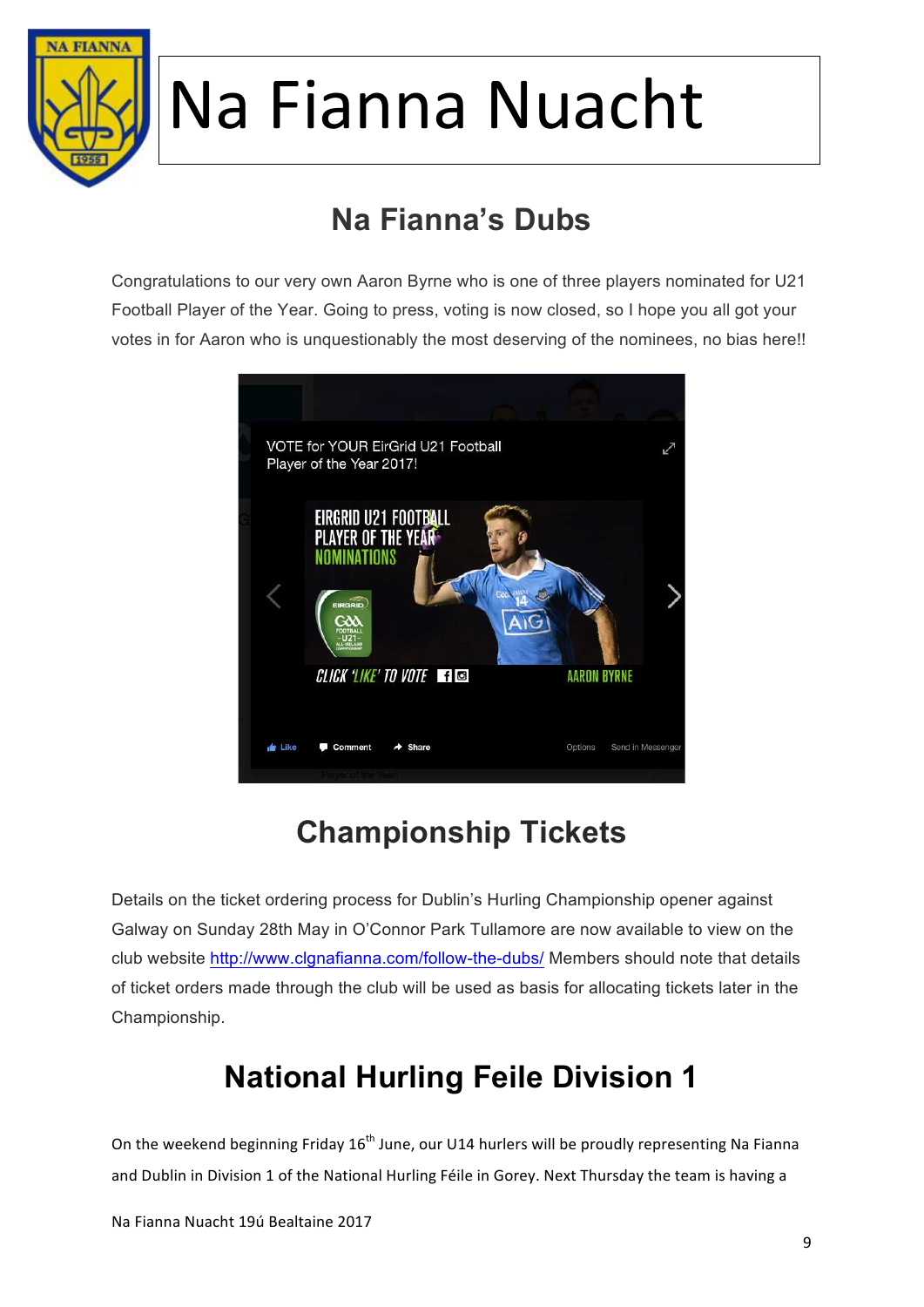# Na Fianna Nuacht

## Na Fianna's Dubs

Congratulations to our very own Aaron Byrne who is one of three players nominated for U21 Football Player of the Year. Going to press, voting is now closed, so I hope you all got your votes in for Aaron who is unquestionably the most deserving of the nominees, no bias here!!

## Championship Tickets

Details on the ticket ordering process for Dublin's Hurling Championship opener against Galway on Sunday 28th May in O'Connor Park Tullamore are now available to view on the club website http://www.clgnafianna.com/follow-the-dubs/ Members should note that details of ticket orders made through the club will be used as basis for allocating tickets later in the Championship.

## National Hurling Feile Division 1

On the weekend beginning Friday 16th June, our U14 hurlers will be proudly representing Na Fianna and Dublin in Division 1 of the National Hurling Féile in Gorey. Next Thursday the team is having a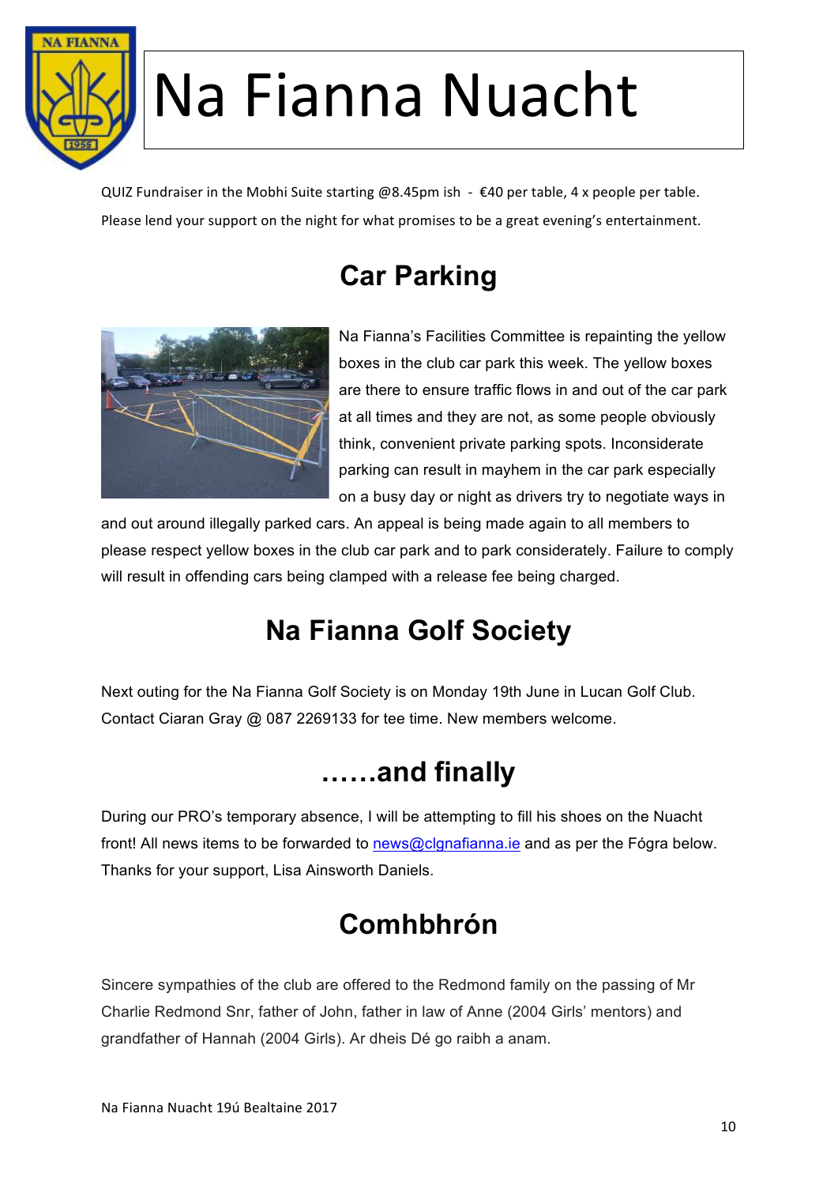# Na Fianna Nuacht

QUIZ Fundraiser in the Mobhi Suite starting @8.45pm ish - €40 per table, 4 x people per table. Please lend your support on the night for what promises to be a great evening's entertainment.

## Car Parking

Na Fianna's Facilities Committee is repainting the yellow boxes in the club car park this week. The yellow boxes are there to ensure traffic flows in and out of the car park at all times and they are not, as some people obviously think, convenient private parking spots. Inconsiderate parking can result in mayhem in the car park especially on a busy day or night as drivers try to negotiate ways in and out around illegally parked cars. An appeal is being made again to all members to please respect yellow boxes in the club car park and to park considerately. Failure to comply will result in offending cars being clamped with a release fee being charged.

## Na Fianna Golf Society

Next outing for the Na Fianna Golf Society is on Monday 19th June in Lucan Golf Club. Contact Ciaran Gray @ 087 2269133 for tee time. New members welcome.

## ……and finally

During our PRO's temporary absence, I will be attempting to fill his shoes on the Nuacht front! All news items to be forwarded to news@clgnafianna.ie and as per the Fógra below. Thanks for your support, Lisa Ainsworth Daniels.

## Comhbhrón

Sincere sympathies of the club are offered to the Redmond family on the passing of Mr Charlie Redmond Snr, father of John, father in law of Anne (2004 Girls' mentors) and grandfather of Hannah (2004 Girls). Ar dheis Dé go raibh a anam.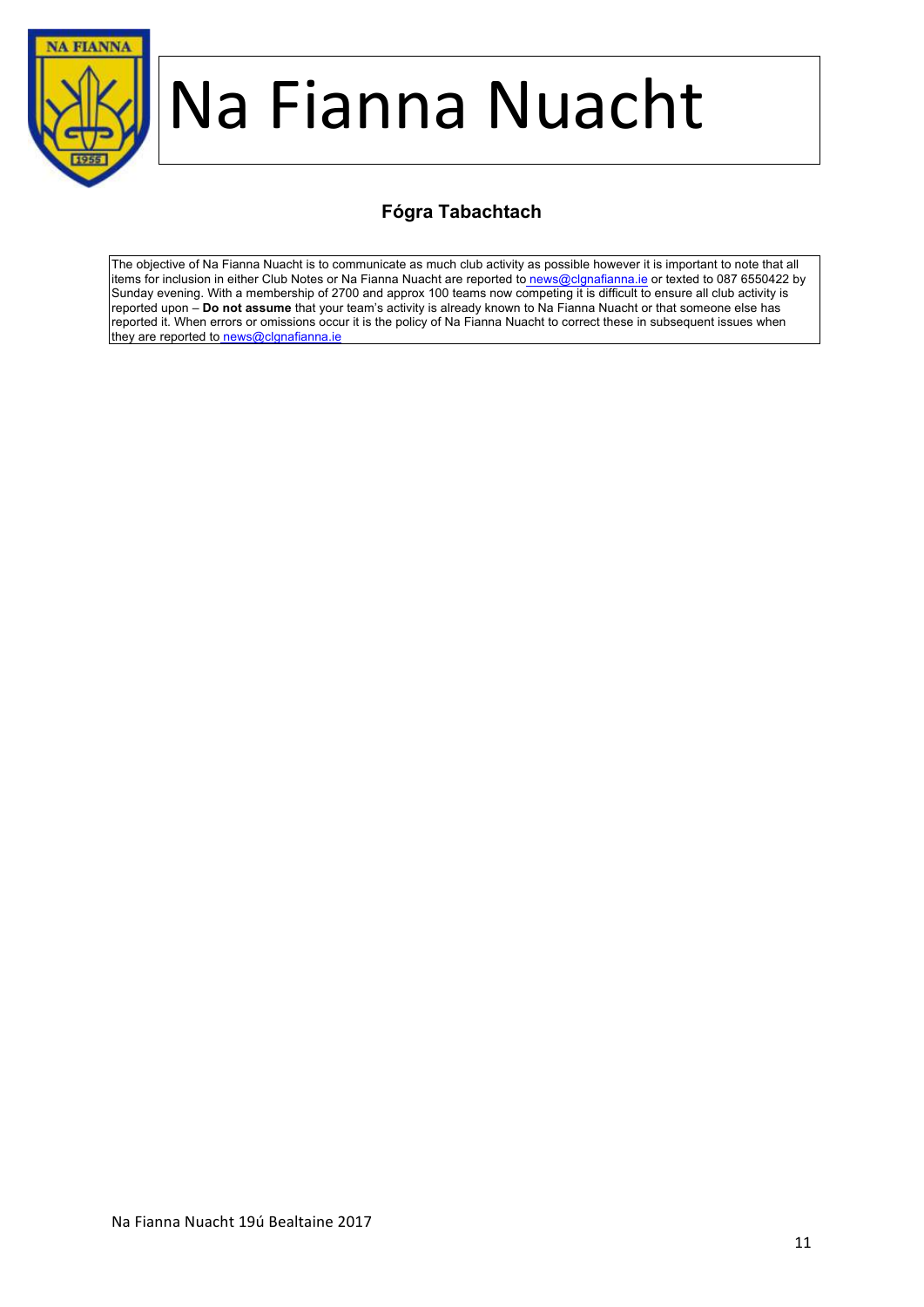# Na Fianna Nuacht

### Fógra Tabachtach

The objective of Na Fianna Nuacht is to communicate as much club activity as possible however it is important to note that all items for inclusion in either Club Notes or Na Fianna Nuacht are reported to news@clgnafianna.ie or texted to 087 6550422 by Sunday evening. With a membership of 2700 and approx 100 teams now competing it is difficult to ensure all club activity is reported upon – **Do not assume** that your team's activity is already known to Na Fianna Nuacht or that someone else has reported it. When errors or omissions occur it is the policy of Na Fianna Nuacht to correct these in subsequent issues when they are reported to news@clgnafianna.ie